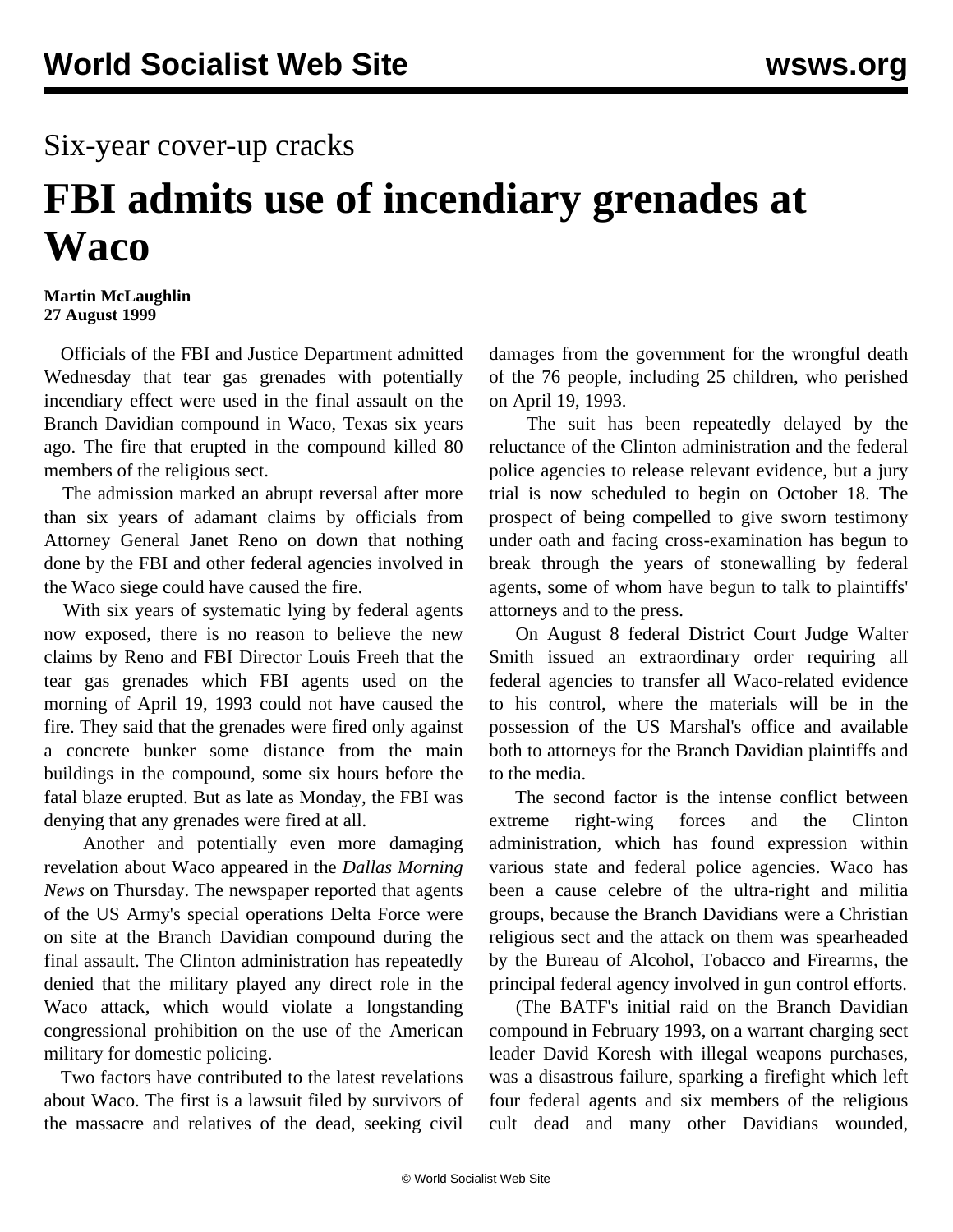Six-year cover-up cracks

# FBI admits use of incendiary grenades at Waco

**Martin McLaughlin**
**27 August 1999**

Officials of the FBI and Justice Department admitted Wednesday that tear gas grenades with potentially incendiary effect were used in the final assault on the Branch Davidian compound in Waco, Texas six years ago. The fire that erupted in the compound killed 80 members of the religious sect.

The admission marked an abrupt reversal after more than six years of adamant claims by officials from Attorney General Janet Reno on down that nothing done by the FBI and other federal agencies involved in the Waco siege could have caused the fire.

With six years of systematic lying by federal agents now exposed, there is no reason to believe the new claims by Reno and FBI Director Louis Freeh that the tear gas grenades which FBI agents used on the morning of April 19, 1993 could not have caused the fire. They said that the grenades were fired only against a concrete bunker some distance from the main buildings in the compound, some six hours before the fatal blaze erupted. But as late as Monday, the FBI was denying that any grenades were fired at all.

Another and potentially even more damaging revelation about Waco appeared in the *Dallas Morning News* on Thursday. The newspaper reported that agents of the US Army's special operations Delta Force were on site at the Branch Davidian compound during the final assault. The Clinton administration has repeatedly denied that the military played any direct role in the Waco attack, which would violate a longstanding congressional prohibition on the use of the American military for domestic policing.

Two factors have contributed to the latest revelations about Waco. The first is a lawsuit filed by survivors of the massacre and relatives of the dead, seeking civil damages from the government for the wrongful death of the 76 people, including 25 children, who perished on April 19, 1993.

The suit has been repeatedly delayed by the reluctance of the Clinton administration and the federal police agencies to release relevant evidence, but a jury trial is now scheduled to begin on October 18. The prospect of being compelled to give sworn testimony under oath and facing cross-examination has begun to break through the years of stonewalling by federal agents, some of whom have begun to talk to plaintiffs' attorneys and to the press.

On August 8 federal District Court Judge Walter Smith issued an extraordinary order requiring all federal agencies to transfer all Waco-related evidence to his control, where the materials will be in the possession of the US Marshal's office and available both to attorneys for the Branch Davidian plaintiffs and to the media.

The second factor is the intense conflict between extreme right-wing forces and the Clinton administration, which has found expression within various state and federal police agencies. Waco has been a cause celebre of the ultra-right and militia groups, because the Branch Davidians were a Christian religious sect and the attack on them was spearheaded by the Bureau of Alcohol, Tobacco and Firearms, the principal federal agency involved in gun control efforts.

(The BATF's initial raid on the Branch Davidian compound in February 1993, on a warrant charging sect leader David Koresh with illegal weapons purchases, was a disastrous failure, sparking a firefight which left four federal agents and six members of the religious cult dead and many other Davidians wounded,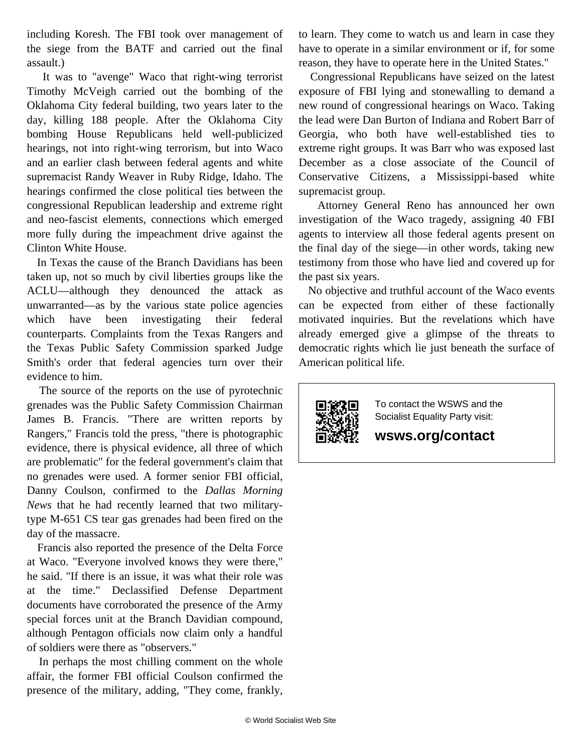including Koresh. The FBI took over management of the siege from the BATF and carried out the final assault.)

It was to "avenge" Waco that right-wing terrorist Timothy McVeigh carried out the bombing of the Oklahoma City federal building, two years later to the day, killing 188 people. After the Oklahoma City bombing House Republicans held well-publicized hearings, not into right-wing terrorism, but into Waco and an earlier clash between federal agents and white supremacist Randy Weaver in Ruby Ridge, Idaho. The hearings confirmed the close political ties between the congressional Republican leadership and extreme right and neo-fascist elements, connections which emerged more fully during the impeachment drive against the Clinton White House.

In Texas the cause of the Branch Davidians has been taken up, not so much by civil liberties groups like the ACLU—although they denounced the attack as unwarranted—as by the various state police agencies which have been investigating their federal counterparts. Complaints from the Texas Rangers and the Texas Public Safety Commission sparked Judge Smith's order that federal agencies turn over their evidence to him.

The source of the reports on the use of pyrotechnic grenades was the Public Safety Commission Chairman James B. Francis. "There are written reports by Rangers," Francis told the press, "there is photographic evidence, there is physical evidence, all three of which are problematic" for the federal government's claim that no grenades were used. A former senior FBI official, Danny Coulson, confirmed to the *Dallas Morning News* that he had recently learned that two military-type M-651 CS tear gas grenades had been fired on the day of the massacre.

Francis also reported the presence of the Delta Force at Waco. "Everyone involved knows they were there," he said. "If there is an issue, it was what their role was at the time." Declassified Defense Department documents have corroborated the presence of the Army special forces unit at the Branch Davidian compound, although Pentagon officials now claim only a handful of soldiers were there as "observers."

In perhaps the most chilling comment on the whole affair, the former FBI official Coulson confirmed the presence of the military, adding, "They come, frankly, to learn. They come to watch us and learn in case they have to operate in a similar environment or if, for some reason, they have to operate here in the United States."

Congressional Republicans have seized on the latest exposure of FBI lying and stonewalling to demand a new round of congressional hearings on Waco. Taking the lead were Dan Burton of Indiana and Robert Barr of Georgia, who both have well-established ties to extreme right groups. It was Barr who was exposed last December as a close associate of the Council of Conservative Citizens, a Mississippi-based white supremacist group.

Attorney General Reno has announced her own investigation of the Waco tragedy, assigning 40 FBI agents to interview all those federal agents present on the final day of the siege—in other words, taking new testimony from those who have lied and covered up for the past six years.

No objective and truthful account of the Waco events can be expected from either of these factionally motivated inquiries. But the revelations which have already emerged give a glimpse of the threats to democratic rights which lie just beneath the surface of American political life.

To contact the WSWS and the Socialist Equality Party visit:

**wsws.org/contact**